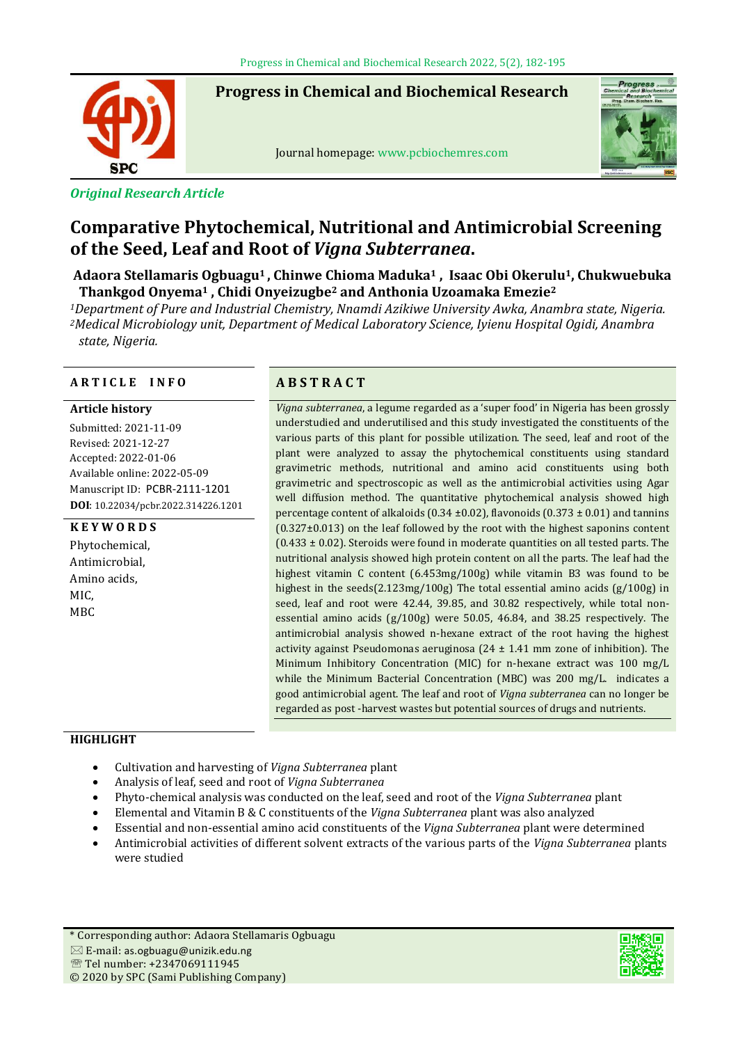*Original Research Article*

# Comparative Phytochemical, Nutritional and Antimicrobial Screening of the Seed, Leaf and Root of *Vigna Subterranea*.

**Adaora Stellamaris Ogbuagu[1] , Chinwe Chioma Maduka[1] , Isaac Obi Okerulu[1], Chukwuebuka Thankgod Onyema[1] , Chidi Onyeizugbe[2] and Anthonia Uzoamaka Emezie[2]**

[1]*Department of Pure and Industrial Chemistry, Nnamdi Azikiwe University Awka, Anambra state, Nigeria.*
[2]*Medical Microbiology unit, Department of Medical Laboratory Science, Iyienu Hospital Ogidi, Anambra state, Nigeria.*

## ARTICLE INFO

**Article history**

Submitted: 2021-11-09
Revised: 2021-12-27
Accepted: 2022-01-06
Available online: 2022-05-09
Manuscript ID: PCBR-2111-1201
**DOI**: 10.22034/pcbr.2022.314226.1201

**KEYWORDS**

Phytochemical,
Antimicrobial,
Amino acids,
MIC,
MBC

## ABSTRACT

*Vigna subterranea*, a legume regarded as a 'super food' in Nigeria has been grossly understudied and underutilised and this study investigated the constituents of the various parts of this plant for possible utilization. The seed, leaf and root of the plant were analyzed to assay the phytochemical constituents using standard gravimetric methods, nutritional and amino acid constituents using both gravimetric and spectroscopic as well as the antimicrobial activities using Agar well diffusion method. The quantitative phytochemical analysis showed high percentage content of alkaloids (0.34 ±0.02), flavonoids (0.373 ± 0.01) and tannins (0.327±0.013) on the leaf followed by the root with the highest saponins content (0.433 ± 0.02). Steroids were found in moderate quantities on all tested parts. The nutritional analysis showed high protein content on all the parts. The leaf had the highest vitamin C content (6.453mg/100g) while vitamin B3 was found to be highest in the seeds(2.123mg/100g) The total essential amino acids (g/100g) in seed, leaf and root were 42.44, 39.85, and 30.82 respectively, while total non-essential amino acids (g/100g) were 50.05, 46.84, and 38.25 respectively. The antimicrobial analysis showed n-hexane extract of the root having the highest activity against Pseudomonas aeruginosa (24 ± 1.41 mm zone of inhibition). The Minimum Inhibitory Concentration (MIC) for n-hexane extract was 100 mg/L while the Minimum Bacterial Concentration (MBC) was 200 mg/L. indicates a good antimicrobial agent. The leaf and root of *Vigna subterranea* can no longer be regarded as post -harvest wastes but potential sources of drugs and nutrients.

## HIGHLIGHT

- Cultivation and harvesting of *Vigna Subterranea* plant
- Analysis of leaf, seed and root of *Vigna Subterranea*
- Phyto-chemical analysis was conducted on the leaf, seed and root of the *Vigna Subterranea* plant
- Elemental and Vitamin B & C constituents of the *Vigna Subterranea* plant was also analyzed
- Essential and non-essential amino acid constituents of the *Vigna Subterranea* plant were determined
- Antimicrobial activities of different solvent extracts of the various parts of the *Vigna Subterranea* plants were studied

\* Corresponding author: Adaora Stellamaris Ogbuagu
✉ E-mail: as.ogbuagu@unizik.edu.ng
☎ Tel number: +2347069111945
© 2020 by SPC (Sami Publishing Company)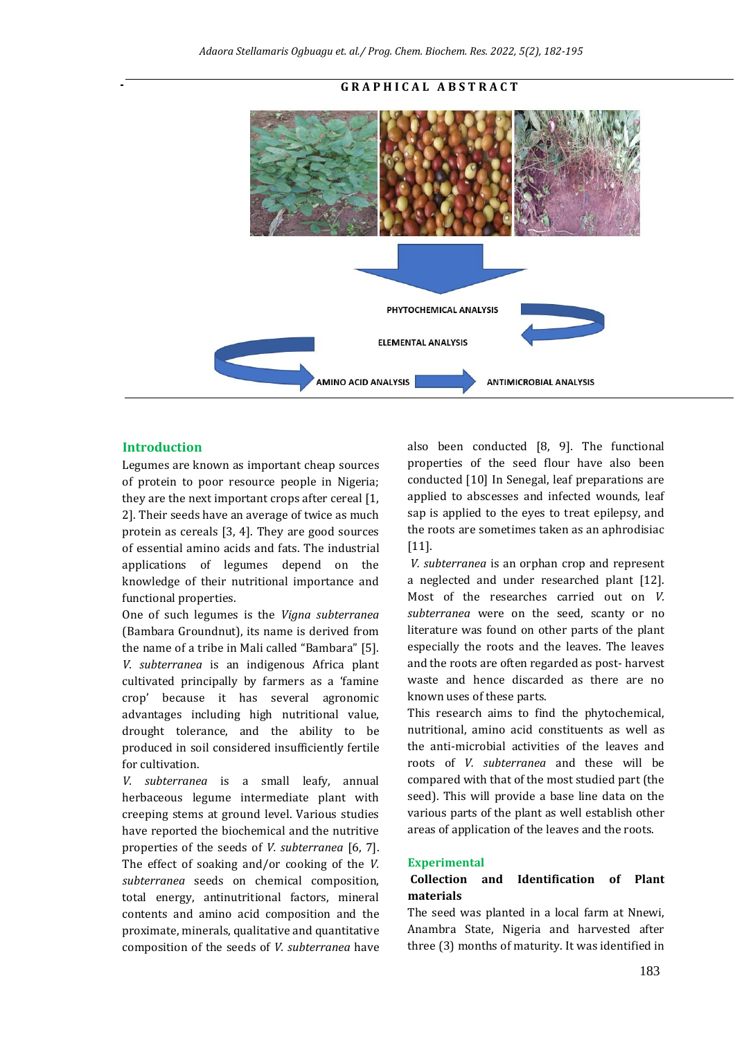GRAPHICAL ABSTRACT

PHYTOCHEMICAL ANALYSIS

ELEMENTAL ANALYSIS

AMINO ACID ANALYSIS

ANTIMICROBIAL ANALYSIS

## Introduction

Legumes are known as important cheap sources of protein to poor resource people in Nigeria; they are the next important crops after cereal [1, 2]. Their seeds have an average of twice as much protein as cereals [3, 4]. They are good sources of essential amino acids and fats. The industrial applications of legumes depend on the knowledge of their nutritional importance and functional properties.

One of such legumes is the *Vigna subterranea* (Bambara Groundnut), its name is derived from the name of a tribe in Mali called "Bambara" [5]. *V. subterranea* is an indigenous Africa plant cultivated principally by farmers as a 'famine crop' because it has several agronomic advantages including high nutritional value, drought tolerance, and the ability to be produced in soil considered insufficiently fertile for cultivation.

*V. subterranea* is a small leafy, annual herbaceous legume intermediate plant with creeping stems at ground level. Various studies have reported the biochemical and the nutritive properties of the seeds of *V. subterranea* [6, 7]. The effect of soaking and/or cooking of the *V. subterranea* seeds on chemical composition, total energy, antinutritional factors, mineral contents and amino acid composition and the proximate, minerals, qualitative and quantitative composition of the seeds of *V. subterranea* have also been conducted [8, 9]. The functional properties of the seed flour have also been conducted [10] In Senegal, leaf preparations are applied to abscesses and infected wounds, leaf sap is applied to the eyes to treat epilepsy, and the roots are sometimes taken as an aphrodisiac [11].

*V. subterranea* is an orphan crop and represent a neglected and under researched plant [12]. Most of the researches carried out on *V. subterranea* were on the seed, scanty or no literature was found on other parts of the plant especially the roots and the leaves. The leaves and the roots are often regarded as post- harvest waste and hence discarded as there are no known uses of these parts.

This research aims to find the phytochemical, nutritional, amino acid constituents as well as the anti-microbial activities of the leaves and roots of *V. subterranea* and these will be compared with that of the most studied part (the seed). This will provide a base line data on the various parts of the plant as well establish other areas of application of the leaves and the roots.

## Experimental

### Collection and Identification of Plant materials

The seed was planted in a local farm at Nnewi, Anambra State, Nigeria and harvested after three (3) months of maturity. It was identified in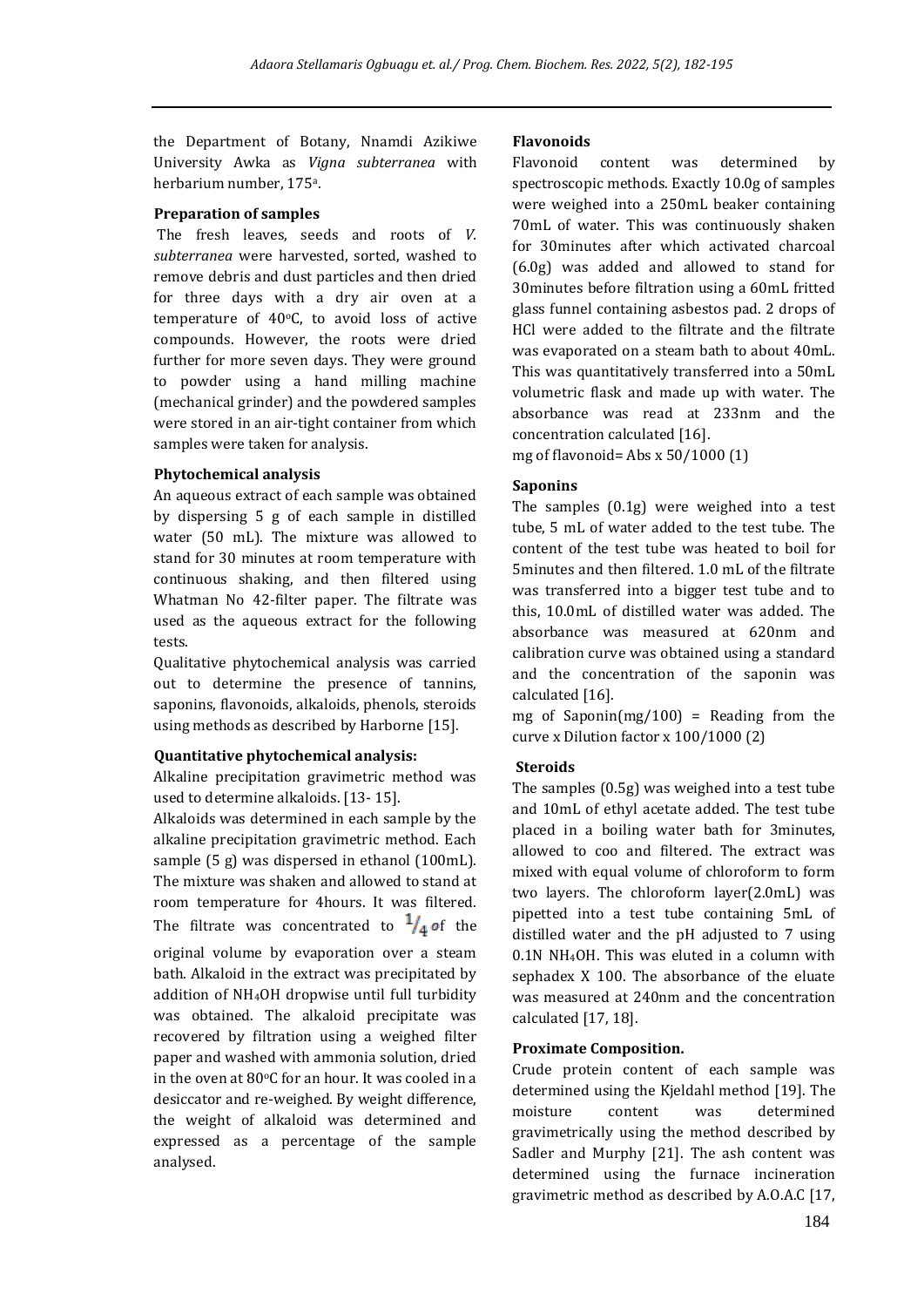the Department of Botany, Nnamdi Azikiwe University Awka as *Vigna subterranea* with herbarium number, 175[a].

**Preparation of samples**

The fresh leaves, seeds and roots of *V. subterranea* were harvested, sorted, washed to remove debris and dust particles and then dried for three days with a dry air oven at a temperature of 40°C, to avoid loss of active compounds. However, the roots were dried further for more seven days. They were ground to powder using a hand milling machine (mechanical grinder) and the powdered samples were stored in an air-tight container from which samples were taken for analysis.

**Phytochemical analysis**

An aqueous extract of each sample was obtained by dispersing 5 g of each sample in distilled water (50 mL). The mixture was allowed to stand for 30 minutes at room temperature with continuous shaking, and then filtered using Whatman No 42-filter paper. The filtrate was used as the aqueous extract for the following tests.

Qualitative phytochemical analysis was carried out to determine the presence of tannins, saponins, flavonoids, alkaloids, phenols, steroids using methods as described by Harborne [15].

**Quantitative phytochemical analysis:**

Alkaline precipitation gravimetric method was used to determine alkaloids. [13- 15].

Alkaloids was determined in each sample by the alkaline precipitation gravimetric method. Each sample (5 g) was dispersed in ethanol (100mL). The mixture was shaken and allowed to stand at room temperature for 4hours. It was filtered. The filtrate was concentrated to $\frac{1}{4}$ of the original volume by evaporation over a steam bath. Alkaloid in the extract was precipitated by addition of $NH_4OH$ dropwise until full turbidity was obtained. The alkaloid precipitate was recovered by filtration using a weighed filter paper and washed with ammonia solution, dried in the oven at 80°C for an hour. It was cooled in a desiccator and re-weighed. By weight difference, the weight of alkaloid was determined and expressed as a percentage of the sample analysed.

**Flavonoids**

Flavonoid content was determined by spectroscopic methods. Exactly 10.0g of samples were weighed into a 250mL beaker containing 70mL of water. This was continuously shaken for 30minutes after which activated charcoal (6.0g) was added and allowed to stand for 30minutes before filtration using a 60mL fritted glass funnel containing asbestos pad. 2 drops of HCl were added to the filtrate and the filtrate was evaporated on a steam bath to about 40mL. This was quantitatively transferred into a 50mL volumetric flask and made up with water. The absorbance was read at 233nm and the concentration calculated [16].

mg of flavonoid= Abs x 50/1000 (1)

**Saponins**

The samples (0.1g) were weighed into a test tube, 5 mL of water added to the test tube. The content of the test tube was heated to boil for 5minutes and then filtered. 1.0 mL of the filtrate was transferred into a bigger test tube and to this, 10.0mL of distilled water was added. The absorbance was measured at 620nm and calibration curve was obtained using a standard and the concentration of the saponin was calculated [16].

mg of Saponin(mg/100) = Reading from the curve x Dilution factor x 100/1000 (2)

**Steroids**

The samples (0.5g) was weighed into a test tube and 10mL of ethyl acetate added. The test tube placed in a boiling water bath for 3minutes, allowed to coo and filtered. The extract was mixed with equal volume of chloroform to form two layers. The chloroform layer(2.0mL) was pipetted into a test tube containing 5mL of distilled water and the pH adjusted to 7 using 0.1N $NH_4OH$. This was eluted in a column with sephadex X 100. The absorbance of the eluate was measured at 240nm and the concentration calculated [17, 18].

**Proximate Composition.**

Crude protein content of each sample was determined using the Kjeldahl method [19]. The moisture content was determined gravimetrically using the method described by Sadler and Murphy [21]. The ash content was determined using the furnace incineration gravimetric method as described by A.O.A.C [17,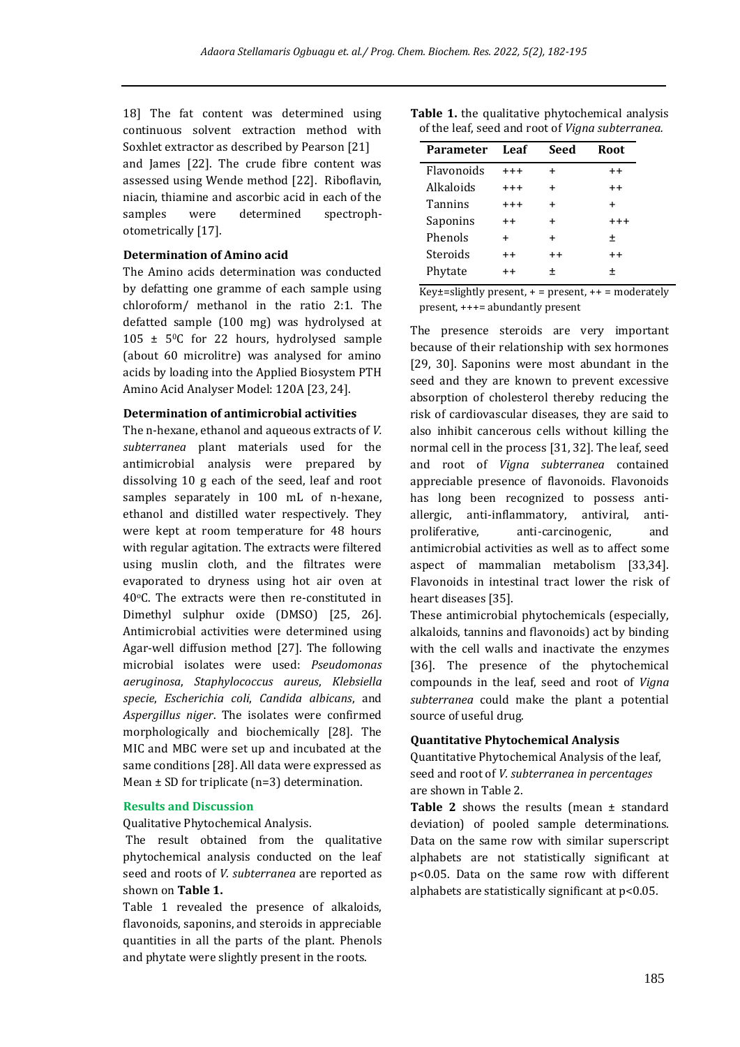18] The fat content was determined using continuous solvent extraction method with Soxhlet extractor as described by Pearson [21] and James [22]. The crude fibre content was assessed using Wende method [22]. Riboflavin, niacin, thiamine and ascorbic acid in each of the samples were determined spectrophotometrically [17].

### Determination of Amino acid

The Amino acids determination was conducted by defatting one gramme of each sample using chloroform/ methanol in the ratio 2:1. The defatted sample (100 mg) was hydrolysed at 105 ± 5$^0$C for 22 hours, hydrolysed sample (about 60 microlitre) was analysed for amino acids by loading into the Applied Biosystem PTH Amino Acid Analyser Model: 120A [23, 24].

### Determination of antimicrobial activities

The n-hexane, ethanol and aqueous extracts of *V. subterranea* plant materials used for the antimicrobial analysis were prepared by dissolving 10 g each of the seed, leaf and root samples separately in 100 mL of n-hexane, ethanol and distilled water respectively. They were kept at room temperature for 48 hours with regular agitation. The extracts were filtered using muslin cloth, and the filtrates were evaporated to dryness using hot air oven at 40$^o$C. The extracts were then re-constituted in Dimethyl sulphur oxide (DMSO) [25, 26]. Antimicrobial activities were determined using Agar-well diffusion method [27]. The following microbial isolates were used: *Pseudomonas aeruginosa*, *Staphylococcus aureus*, *Klebsiella specie*, *Escherichia coli*, *Candida albicans*, and *Aspergillus niger*. The isolates were confirmed morphologically and biochemically [28]. The MIC and MBC were set up and incubated at the same conditions [28]. All data were expressed as Mean ± SD for triplicate (n=3) determination.

## Results and Discussion

Qualitative Phytochemical Analysis.

The result obtained from the qualitative phytochemical analysis conducted on the leaf seed and roots of *V. subterranea* are reported as shown on **Table 1.**

Table 1 revealed the presence of alkaloids, flavonoids, saponins, and steroids in appreciable quantities in all the parts of the plant. Phenols and phytate were slightly present in the roots.

**Table 1.** the qualitative phytochemical analysis of the leaf, seed and root of *Vigna subterranea.*

| Parameter | Leaf | Seed | Root |
|---|---|---|---|
| Flavonoids | +++ | + | ++ |
| Alkaloids | +++ | + | ++ |
| Tannins | +++ | + | + |
| Saponins | ++ | + | +++ |
| Phenols | + | + | ± |
| Steroids | ++ | ++ | ++ |
| Phytate | ++ | ± | ± |

Key±=slightly present, + = present, ++ = moderately present, +++= abundantly present

The presence steroids are very important because of their relationship with sex hormones [29, 30]. Saponins were most abundant in the seed and they are known to prevent excessive absorption of cholesterol thereby reducing the risk of cardiovascular diseases, they are said to also inhibit cancerous cells without killing the normal cell in the process [31, 32]. The leaf, seed and root of *Vigna subterranea* contained appreciable presence of flavonoids. Flavonoids has long been recognized to possess anti-allergic, anti-inflammatory, antiviral, anti-proliferative, anti-carcinogenic, and antimicrobial activities as well as to affect some aspect of mammalian metabolism [33,34]. Flavonoids in intestinal tract lower the risk of heart diseases [35].

These antimicrobial phytochemicals (especially, alkaloids, tannins and flavonoids) act by binding with the cell walls and inactivate the enzymes [36]. The presence of the phytochemical compounds in the leaf, seed and root of *Vigna subterranea* could make the plant a potential source of useful drug.

### Quantitative Phytochemical Analysis

Quantitative Phytochemical Analysis of the leaf, seed and root of *V. subterranea in percentages* are shown in Table 2.

**Table 2** shows the results (mean ± standard deviation) of pooled sample determinations. Data on the same row with similar superscript alphabets are not statistically significant at $p<0.05$. Data on the same row with different alphabets are statistically significant at $p<0.05$.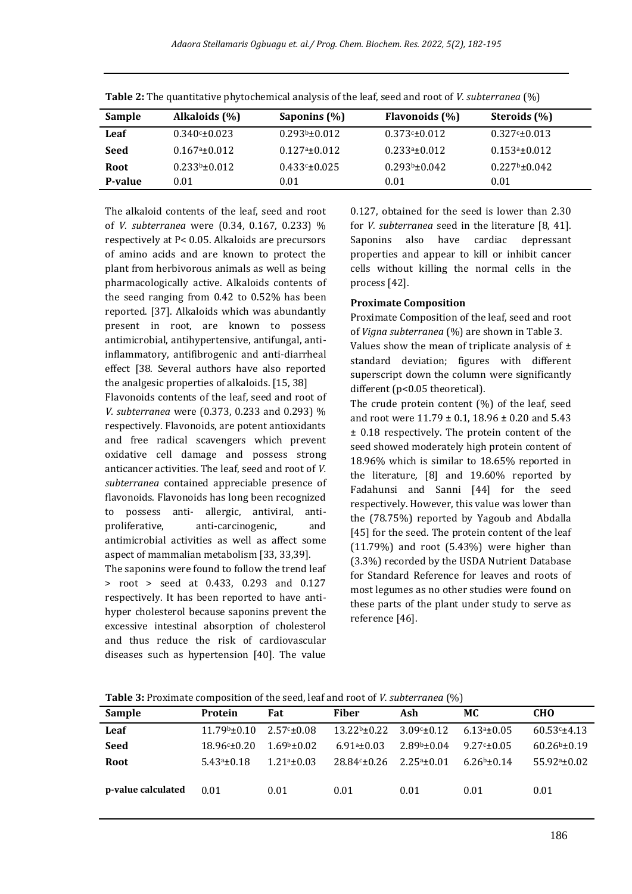**Table 2:** The quantitative phytochemical analysis of the leaf, seed and root of *V. subterranea* (%)

| Sample | Alkaloids (%) | Saponins (%) | Flavonoids (%) | Steroids (%) |
|---|---|---|---|---|
| **Leaf** | $0.340^{c}$±0.023 | $0.293^{b}$±0.012 | $0.373^{c}$±0.012 | $0.327^{c}$±0.013 |
| **Seed** | $0.167^{a}$±0.012 | $0.127^{a}$±0.012 | $0.233^{a}$±0.012 | $0.153^{a}$±0.012 |
| **Root** | $0.233^{b}$±0.012 | $0.433^{c}$±0.025 | $0.293^{b}$±0.042 | $0.227^{b}$±0.042 |
| **P-value** | 0.01 | 0.01 | 0.01 | 0.01 |

The alkaloid contents of the leaf, seed and root of *V. subterranea* were (0.34, 0.167, 0.233) % respectively at P< 0.05. Alkaloids are precursors of amino acids and are known to protect the plant from herbivorous animals as well as being pharmacologically active. Alkaloids contents of the seed ranging from 0.42 to 0.52% has been reported. [37]. Alkaloids which was abundantly present in root, are known to possess antimicrobial, antihypertensive, antifungal, anti-inflammatory, antifibrogenic and anti-diarrheal effect [38. Several authors have also reported the analgesic properties of alkaloids. [15, 38]

Flavonoids contents of the leaf, seed and root of *V. subterranea* were (0.373, 0.233 and 0.293) % respectively. Flavonoids, are potent antioxidants and free radical scavengers which prevent oxidative cell damage and possess strong anticancer activities. The leaf, seed and root of *V. subterranea* contained appreciable presence of flavonoids. Flavonoids has long been recognized to possess anti- allergic, antiviral, anti-proliferative, anti-carcinogenic, and antimicrobial activities as well as affect some aspect of mammalian metabolism [33, 33,39].

The saponins were found to follow the trend leaf > root > seed at 0.433, 0.293 and 0.127 respectively. It has been reported to have anti-hyper cholesterol because saponins prevent the excessive intestinal absorption of cholesterol and thus reduce the risk of cardiovascular diseases such as hypertension [40]. The value 0.127, obtained for the seed is lower than 2.30 for *V. subterranea* seed in the literature [8, 41]. Saponins also have cardiac depressant properties and appear to kill or inhibit cancer cells without killing the normal cells in the process [42].

**Proximate Composition**

Proximate Composition of the leaf, seed and root of *Vigna subterranea* (%) are shown in Table 3.

Values show the mean of triplicate analysis of ± standard deviation; figures with different superscript down the column were significantly different (p<0.05 theoretical).

The crude protein content (%) of the leaf, seed and root were 11.79 ± 0.1, 18.96 ± 0.20 and 5.43 ± 0.18 respectively. The protein content of the seed showed moderately high protein content of 18.96% which is similar to 18.65% reported in the literature, [8] and 19.60% reported by Fadahunsi and Sanni [44] for the seed respectively. However, this value was lower than the (78.75%) reported by Yagoub and Abdalla [45] for the seed. The protein content of the leaf (11.79%) and root (5.43%) were higher than (3.3%) recorded by the USDA Nutrient Database for Standard Reference for leaves and roots of most legumes as no other studies were found on these parts of the plant under study to serve as reference [46].

**Table 3:** Proximate composition of the seed, leaf and root of *V. subterranea* (%)

| Sample | Protein | Fat | Fiber | Ash | MC | CHO |
|---|---|---|---|---|---|---|
| **Leaf** | $11.79^{b}$±0.10 | $2.57^{c}$±0.08 | $13.22^{b}$±0.22 | $3.09^{c}$±0.12 | $6.13^{a}$±0.05 | $60.53^{c}$±4.13 |
| **Seed** | $18.96^{c}$±0.20 | $1.69^{b}$±0.02 | $6.91^{a}$±0.03 | $2.89^{b}$±0.04 | $9.27^{c}$±0.05 | $60.26^{b}$±0.19 |
| **Root** | $5.43^{a}$±0.18 | $1.21^{a}$±0.03 | $28.84^{c}$±0.26 | $2.25^{a}$±0.01 | $6.26^{b}$±0.14 | $55.92^{a}$±0.02 |
| **p-value calculated** | 0.01 | 0.01 | 0.01 | 0.01 | 0.01 | 0.01 |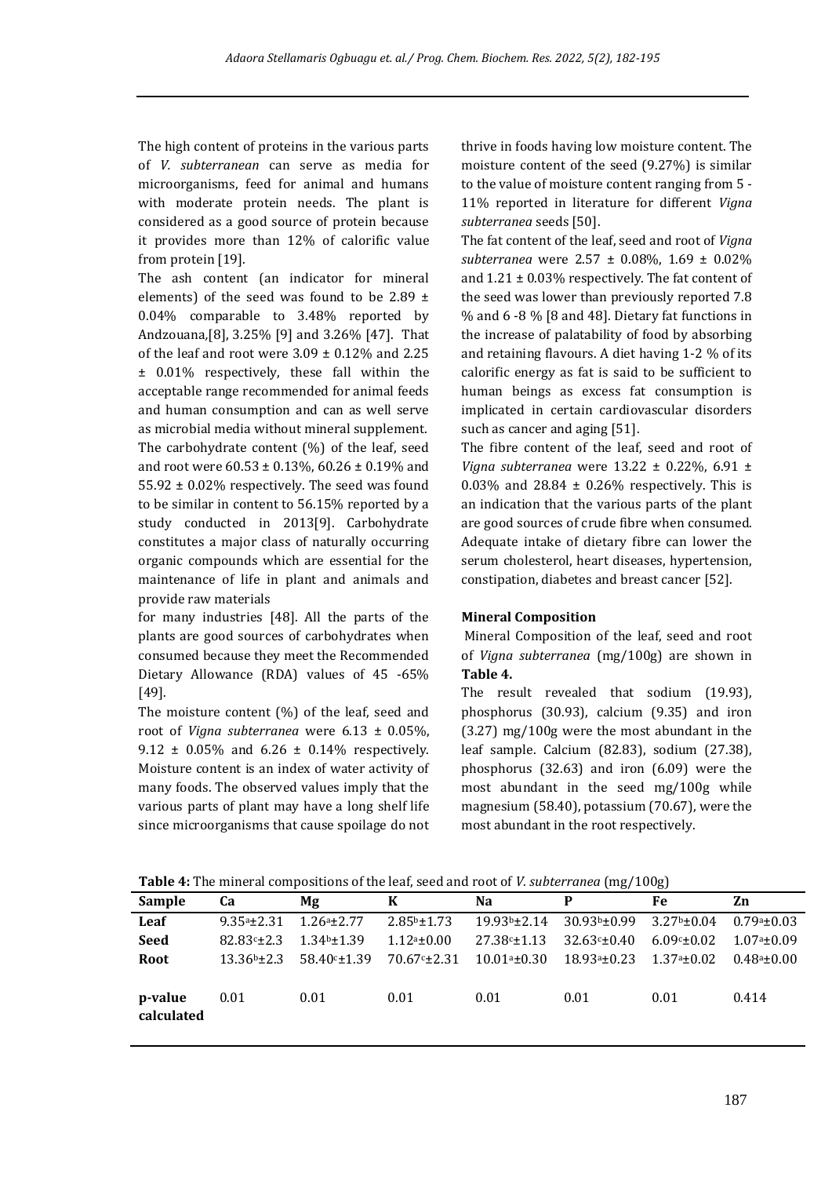The high content of proteins in the various parts of *V. subterranean* can serve as media for microorganisms, feed for animal and humans with moderate protein needs. The plant is considered as a good source of protein because it provides more than 12% of calorific value from protein [19].

The ash content (an indicator for mineral elements) of the seed was found to be 2.89 ± 0.04% comparable to 3.48% reported by Andzouana,[8], 3.25% [9] and 3.26% [47]. That of the leaf and root were 3.09 ± 0.12% and 2.25 ± 0.01% respectively, these fall within the acceptable range recommended for animal feeds and human consumption and can as well serve as microbial media without mineral supplement.

The carbohydrate content (%) of the leaf, seed and root were 60.53 ± 0.13%, 60.26 ± 0.19% and 55.92 ± 0.02% respectively. The seed was found to be similar in content to 56.15% reported by a study conducted in 2013[9]. Carbohydrate constitutes a major class of naturally occurring organic compounds which are essential for the maintenance of life in plant and animals and provide raw materials for many industries [48]. All the parts of the plants are good sources of carbohydrates when consumed because they meet the Recommended Dietary Allowance (RDA) values of 45 -65% [49].

The moisture content (%) of the leaf, seed and root of *Vigna subterranea* were 6.13 ± 0.05%, 9.12 ± 0.05% and 6.26 ± 0.14% respectively. Moisture content is an index of water activity of many foods. The observed values imply that the various parts of plant may have a long shelf life since microorganisms that cause spoilage do not thrive in foods having low moisture content. The moisture content of the seed (9.27%) is similar to the value of moisture content ranging from 5 - 11% reported in literature for different *Vigna subterranea* seeds [50].

The fat content of the leaf, seed and root of *Vigna subterranea* were 2.57 ± 0.08%, 1.69 ± 0.02% and 1.21 ± 0.03% respectively. The fat content of the seed was lower than previously reported 7.8 % and 6 -8 % [8 and 48]. Dietary fat functions in the increase of palatability of food by absorbing and retaining flavours. A diet having 1-2 % of its calorific energy as fat is said to be sufficient to human beings as excess fat consumption is implicated in certain cardiovascular disorders such as cancer and aging [51].

The fibre content of the leaf, seed and root of *Vigna subterranea* were 13.22 ± 0.22%, 6.91 ± 0.03% and 28.84 ± 0.26% respectively. This is an indication that the various parts of the plant are good sources of crude fibre when consumed. Adequate intake of dietary fibre can lower the serum cholesterol, heart diseases, hypertension, constipation, diabetes and breast cancer [52].

**Mineral Composition**

Mineral Composition of the leaf, seed and root of *Vigna subterranea* (mg/100g) are shown in **Table 4.**

The result revealed that sodium (19.93), phosphorus (30.93), calcium (9.35) and iron (3.27) mg/100g were the most abundant in the leaf sample. Calcium (82.83), sodium (27.38), phosphorus (32.63) and iron (6.09) were the most abundant in the seed mg/100g while magnesium (58.40), potassium (70.67), were the most abundant in the root respectively.

**Table 4:** The mineral compositions of the leaf, seed and root of *V. subterranea* (mg/100g)

| Sample | Ca | Mg | K | Na | P | Fe | Zn |
|---|---|---|---|---|---|---|---|
| **Leaf** | $9.35^{a}\pm2.31$ | $1.26^{a}\pm2.77$ | $2.85^{b}\pm1.73$ | $19.93^{b}\pm2.14$ | $30.93^{b}\pm0.99$ | $3.27^{b}\pm0.04$ | $0.79^{a}\pm0.03$ |
| **Seed** | $82.83^{c}\pm2.3$ | $1.34^{b}\pm1.39$ | $1.12^{a}\pm0.00$ | $27.38^{c}\pm1.13$ | $32.63^{c}\pm0.40$ | $6.09^{c}\pm0.02$ | $1.07^{a}\pm0.09$ |
| **Root** | $13.36^{b}\pm2.3$ | $58.40^{c}\pm1.39$ | $70.67^{c}\pm2.31$ | $10.01^{a}\pm0.30$ | $18.93^{a}\pm0.23$ | $1.37^{a}\pm0.02$ | $0.48^{a}\pm0.00$ |
| **p-value calculated** | 0.01 | 0.01 | 0.01 | 0.01 | 0.01 | 0.01 | 0.414 |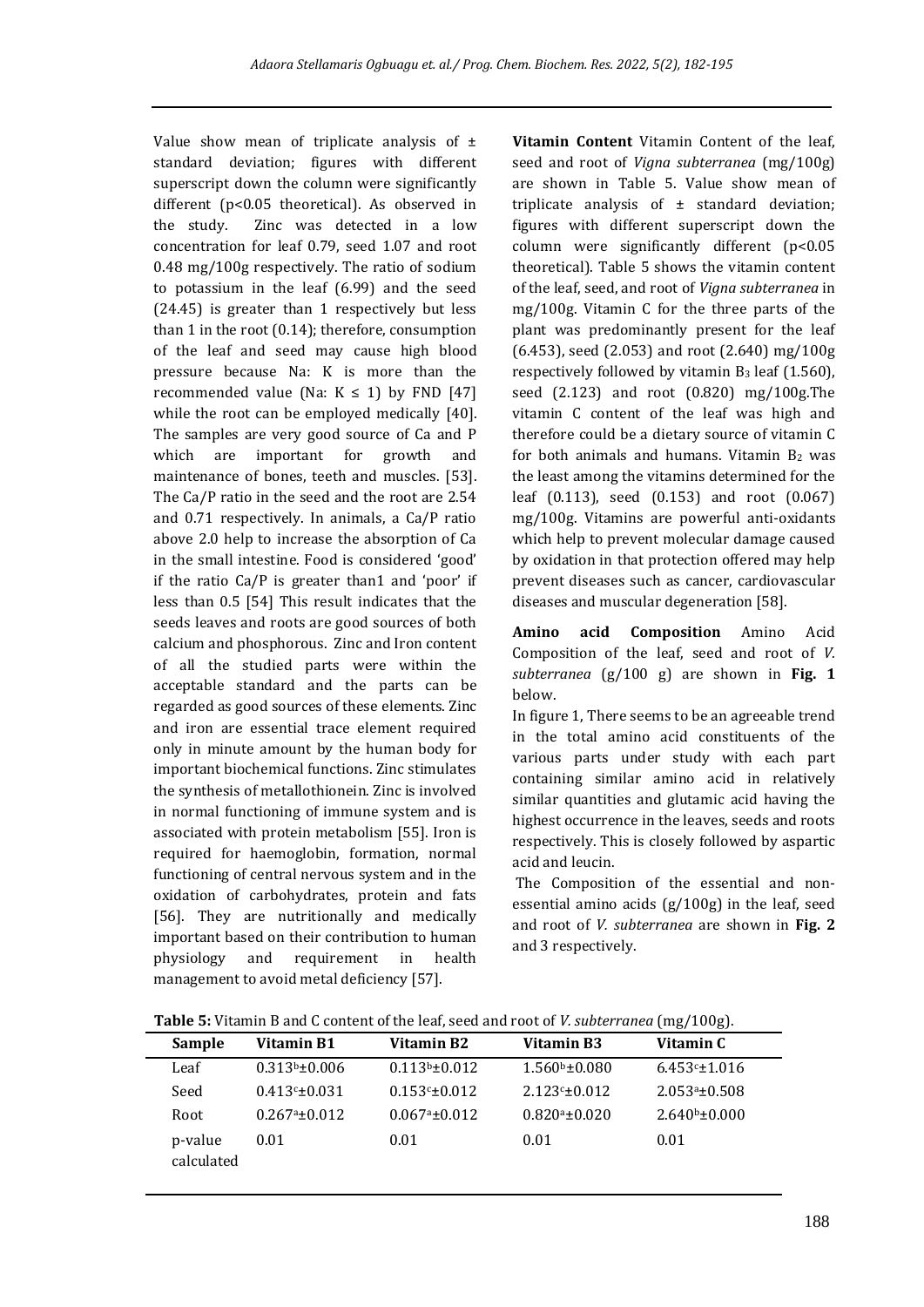Value show mean of triplicate analysis of ± standard deviation; figures with different superscript down the column were significantly different ($p<0.05$ theoretical). As observed in the study. Zinc was detected in a low concentration for leaf 0.79, seed 1.07 and root 0.48 mg/100g respectively. The ratio of sodium to potassium in the leaf (6.99) and the seed (24.45) is greater than 1 respectively but less than 1 in the root (0.14); therefore, consumption of the leaf and seed may cause high blood pressure because Na: K is more than the recommended value (Na: K ≤ 1) by FND [47] while the root can be employed medically [40]. The samples are very good source of Ca and P which are important for growth and maintenance of bones, teeth and muscles. [53]. The Ca/P ratio in the seed and the root are 2.54 and 0.71 respectively. In animals, a Ca/P ratio above 2.0 help to increase the absorption of Ca in the small intestine. Food is considered 'good' if the ratio Ca/P is greater than1 and 'poor' if less than 0.5 [54] This result indicates that the seeds leaves and roots are good sources of both calcium and phosphorous. Zinc and Iron content of all the studied parts were within the acceptable standard and the parts can be regarded as good sources of these elements. Zinc and iron are essential trace element required only in minute amount by the human body for important biochemical functions. Zinc stimulates the synthesis of metallothionein. Zinc is involved in normal functioning of immune system and is associated with protein metabolism [55]. Iron is required for haemoglobin, formation, normal functioning of central nervous system and in the oxidation of carbohydrates, protein and fats [56]. They are nutritionally and medically important based on their contribution to human physiology and requirement in health management to avoid metal deficiency [57].

**Vitamin Content** Vitamin Content of the leaf, seed and root of *Vigna subterranea* (mg/100g) are shown in Table 5. Value show mean of triplicate analysis of ± standard deviation; figures with different superscript down the column were significantly different ($p<0.05$ theoretical). Table 5 shows the vitamin content of the leaf, seed, and root of *Vigna subterranea* in mg/100g. Vitamin C for the three parts of the plant was predominantly present for the leaf (6.453), seed (2.053) and root (2.640) mg/100g respectively followed by vitamin $B_3$ leaf (1.560), seed (2.123) and root (0.820) mg/100g.The vitamin C content of the leaf was high and therefore could be a dietary source of vitamin C for both animals and humans. Vitamin $B_2$ was the least among the vitamins determined for the leaf (0.113), seed (0.153) and root (0.067) mg/100g. Vitamins are powerful anti-oxidants which help to prevent molecular damage caused by oxidation in that protection offered may help prevent diseases such as cancer, cardiovascular diseases and muscular degeneration [58].

**Amino acid Composition** Amino Acid Composition of the leaf, seed and root of *V. subterranea* (g/100 g) are shown in **Fig. 1** below.

In figure 1, There seems to be an agreeable trend in the total amino acid constituents of the various parts under study with each part containing similar amino acid in relatively similar quantities and glutamic acid having the highest occurrence in the leaves, seeds and roots respectively. This is closely followed by aspartic acid and leucin.

The Composition of the essential and non-essential amino acids (g/100g) in the leaf, seed and root of *V. subterranea* are shown in **Fig. 2** and 3 respectively.

**Table 5:** Vitamin B and C content of the leaf, seed and root of *V. subterranea* (mg/100g).

| Sample | Vitamin B1 | Vitamin B2 | Vitamin B3 | Vitamin C |
|---|---|---|---|---|
| Leaf | $0.313^{b}\pm0.006$ | $0.113^{b}\pm0.012$ | $1.560^{b}\pm0.080$ | $6.453^{c}\pm1.016$ |
| Seed | $0.413^{c}\pm0.031$ | $0.153^{c}\pm0.012$ | $2.123^{c}\pm0.012$ | $2.053^{a}\pm0.508$ |
| Root | $0.267^{a}\pm0.012$ | $0.067^{a}\pm0.012$ | $0.820^{a}\pm0.020$ | $2.640^{b}\pm0.000$ |
| p-value calculated | 0.01 | 0.01 | 0.01 | 0.01 |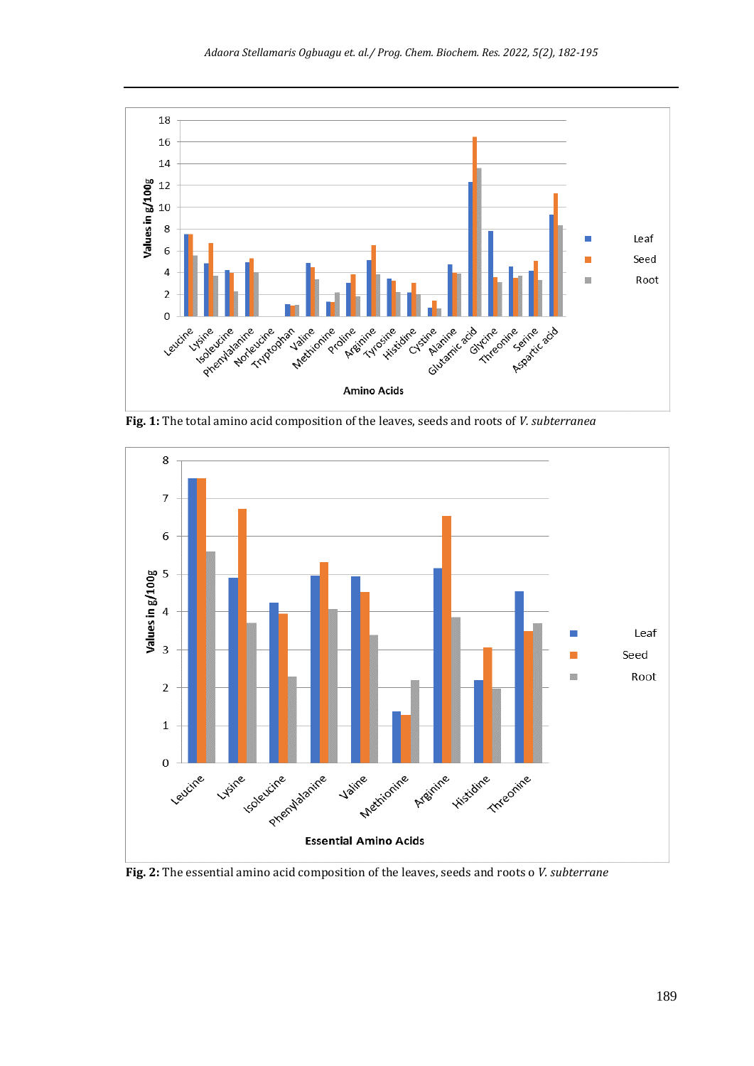**Fig. 1:** The total amino acid composition of the leaves, seeds and roots of *V. subterranea*

**Fig. 2:** The essential amino acid composition of the leaves, seeds and roots o *V. subterrane*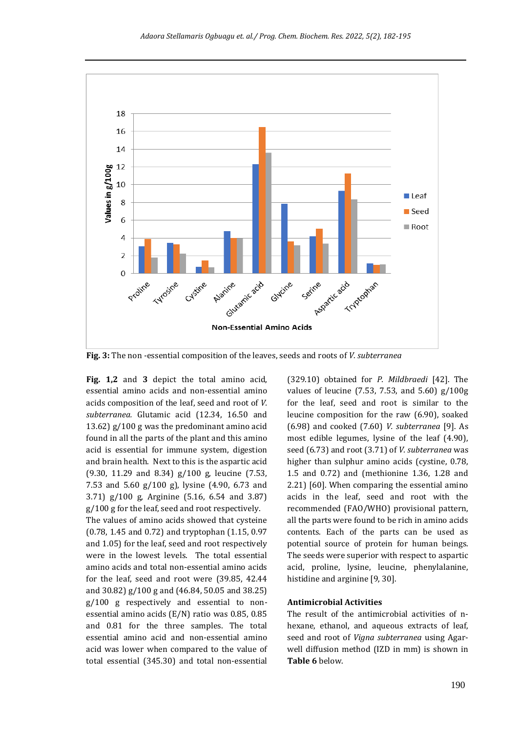Fig. 3: The non -essential composition of the leaves, seeds and roots of *V. subterranea*

**Fig. 1,2** and **3** depict the total amino acid, essential amino acids and non-essential amino acids composition of the leaf, seed and root of *V. subterranea.* Glutamic acid (12.34, 16.50 and 13.62) g/100 g was the predominant amino acid found in all the parts of the plant and this amino acid is essential for immune system, digestion and brain health. Next to this is the aspartic acid (9.30, 11.29 and 8.34) g/100 g, leucine (7.53, 7.53 and 5.60 g/100 g), lysine (4.90, 6.73 and 3.71) g/100 g, Arginine (5.16, 6.54 and 3.87) g/100 g for the leaf, seed and root respectively.

The values of amino acids showed that cysteine (0.78, 1.45 and 0.72) and tryptophan (1.15, 0.97 and 1.05) for the leaf, seed and root respectively were in the lowest levels. The total essential amino acids and total non-essential amino acids for the leaf, seed and root were (39.85, 42.44 and 30.82) g/100 g and (46.84, 50.05 and 38.25) g/100 g respectively and essential to non-essential amino acids (E/N) ratio was 0.85, 0.85 and 0.81 for the three samples. The total essential amino acid and non-essential amino acid was lower when compared to the value of total essential (345.30) and total non-essential (329.10) obtained for *P. Mildbraedi* [42]. The values of leucine (7.53, 7.53, and 5.60) g/100g for the leaf, seed and root is similar to the leucine composition for the raw (6.90), soaked (6.98) and cooked (7.60) *V. subterranea* [9]. As most edible legumes, lysine of the leaf (4.90), seed (6.73) and root (3.71) of *V. subterranea* was higher than sulphur amino acids (cystine, 0.78, 1.5 and 0.72) and (methionine 1.36, 1.28 and 2.21) [60]. When comparing the essential amino acids in the leaf, seed and root with the recommended (FAO/WHO) provisional pattern, all the parts were found to be rich in amino acids contents. Each of the parts can be used as potential source of protein for human beings. The seeds were superior with respect to aspartic acid, proline, lysine, leucine, phenylalanine, histidine and arginine [9, 30].

**Antimicrobial Activities**

The result of the antimicrobial activities of n-hexane, ethanol, and aqueous extracts of leaf, seed and root of *Vigna subterranea* using Agar-well diffusion method (IZD in mm) is shown in **Table 6** below.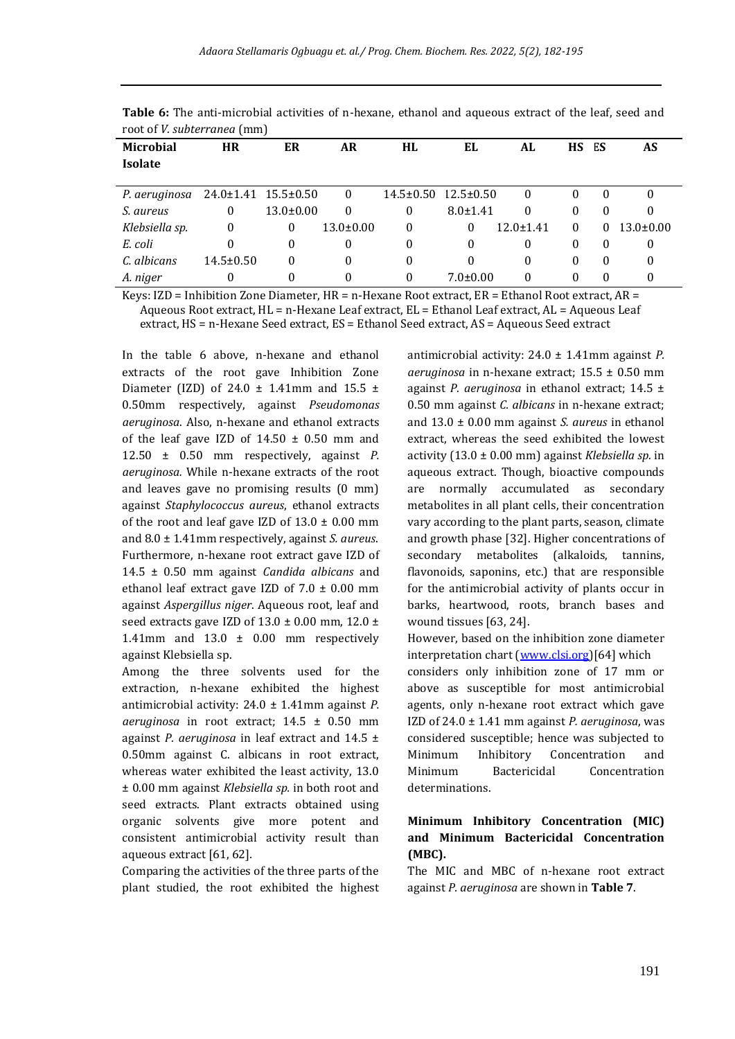**Table 6:** The anti-microbial activities of n-hexane, ethanol and aqueous extract of the leaf, seed and root of *V. subterranea* (mm)

| Microbial Isolate | HR | ER | AR | HL | EL | AL | HS | ES | AS |
|---|---|---|---|---|---|---|---|---|---|
| *P. aeruginosa* | 24.0±1.41 | 15.5±0.50 | 0 | 14.5±0.50 | 12.5±0.50 | 0 | 0 | 0 | 0 |
| *S. aureus* | 0 | 13.0±0.00 | 0 | 0 | 8.0±1.41 | 0 | 0 | 0 | 0 |
| *Klebsiella sp.* | 0 | 0 | 13.0±0.00 | 0 | 0 | 12.0±1.41 | 0 | 0 | 13.0±0.00 |
| *E. coli* | 0 | 0 | 0 | 0 | 0 | 0 | 0 | 0 | 0 |
| *C. albicans* | 14.5±0.50 | 0 | 0 | 0 | 0 | 0 | 0 | 0 | 0 |
| *A. niger* | 0 | 0 | 0 | 0 | 7.0±0.00 | 0 | 0 | 0 | 0 |

Keys: IZD = Inhibition Zone Diameter, HR = n-Hexane Root extract, ER = Ethanol Root extract, AR = Aqueous Root extract, HL = n-Hexane Leaf extract, EL = Ethanol Leaf extract, AL = Aqueous Leaf extract, HS = n-Hexane Seed extract, ES = Ethanol Seed extract, AS = Aqueous Seed extract

In the table 6 above, n-hexane and ethanol extracts of the root gave Inhibition Zone Diameter (IZD) of 24.0 ± 1.41mm and 15.5 ± 0.50mm respectively, against *Pseudomonas aeruginosa*. Also, n-hexane and ethanol extracts of the leaf gave IZD of 14.50 ± 0.50 mm and 12.50 ± 0.50 mm respectively, against *P. aeruginosa.* While n-hexane extracts of the root and leaves gave no promising results (0 mm) against *Staphylococcus aureus*, ethanol extracts of the root and leaf gave IZD of 13.0 ± 0.00 mm and 8.0 ± 1.41mm respectively, against *S. aureus*. Furthermore, n-hexane root extract gave IZD of 14.5 ± 0.50 mm against *Candida albicans* and ethanol leaf extract gave IZD of 7.0 ± 0.00 mm against *Aspergillus niger*. Aqueous root, leaf and seed extracts gave IZD of 13.0 ± 0.00 mm, 12.0 ± 1.41mm and 13.0 ± 0.00 mm respectively against Klebsiella sp.

Among the three solvents used for the extraction, n-hexane exhibited the highest antimicrobial activity: 24.0 ± 1.41mm against *P. aeruginosa* in root extract; 14.5 ± 0.50 mm against *P. aeruginosa* in leaf extract and 14.5 ± 0.50mm against C. albicans in root extract, whereas water exhibited the least activity, 13.0 ± 0.00 mm against *Klebsiella sp.* in both root and seed extracts. Plant extracts obtained using organic solvents give more potent and consistent antimicrobial activity result than aqueous extract [61, 62].

Comparing the activities of the three parts of the plant studied, the root exhibited the highest antimicrobial activity: 24.0 ± 1.41mm against *P. aeruginosa* in n-hexane extract; 15.5 ± 0.50 mm against *P. aeruginosa* in ethanol extract; 14.5 ± 0.50 mm against *C. albicans* in n-hexane extract; and 13.0 ± 0.00 mm against *S. aureus* in ethanol extract, whereas the seed exhibited the lowest activity (13.0 ± 0.00 mm) against *Klebsiella sp.* in aqueous extract. Though, bioactive compounds are normally accumulated as secondary metabolites in all plant cells, their concentration vary according to the plant parts, season, climate and growth phase [32]. Higher concentrations of secondary metabolites (alkaloids, tannins, flavonoids, saponins, etc.) that are responsible for the antimicrobial activity of plants occur in barks, heartwood, roots, branch bases and wound tissues [63, 24].

However, based on the inhibition zone diameter interpretation chart (www.clsi.org)[64] which considers only inhibition zone of 17 mm or above as susceptible for most antimicrobial agents, only n-hexane root extract which gave IZD of 24.0 ± 1.41 mm against *P. aeruginosa*, was considered susceptible; hence was subjected to Minimum Inhibitory Concentration and Minimum Bactericidal Concentration determinations.

**Minimum Inhibitory Concentration (MIC) and Minimum Bactericidal Concentration (MBC).**

The MIC and MBC of n-hexane root extract against *P. aeruginosa* are shown in **Table 7**.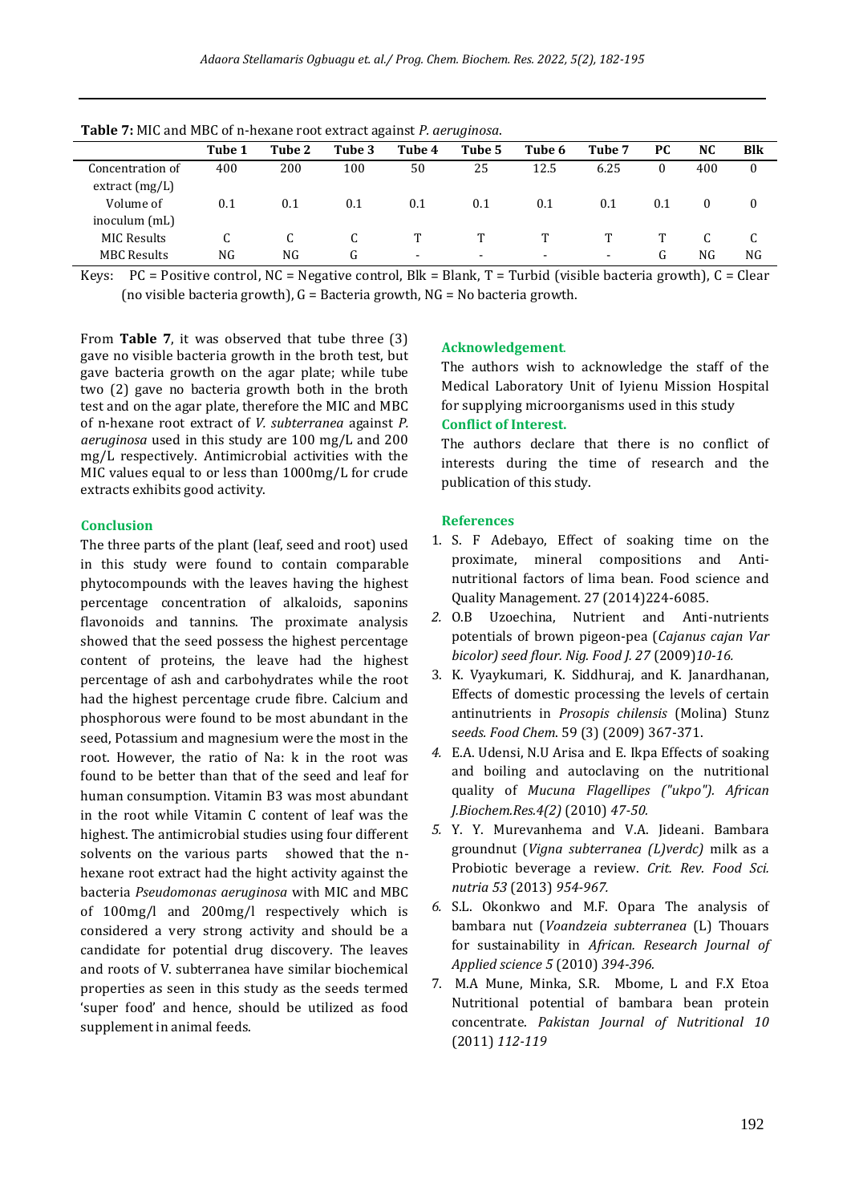**Table 7:** MIC and MBC of n-hexane root extract against *P. aeruginosa*.

| | Tube 1 | Tube 2 | Tube 3 | Tube 4 | Tube 5 | Tube 6 | Tube 7 | PC | NC | Blk |
|---|---|---|---|---|---|---|---|---|---|---|
| Concentration of extract (mg/L) | 400 | 200 | 100 | 50 | 25 | 12.5 | 6.25 | 0 | 400 | 0 |
| Volume of inoculum (mL) | 0.1 | 0.1 | 0.1 | 0.1 | 0.1 | 0.1 | 0.1 | 0.1 | 0 | 0 |
| MIC Results | C | C | C | T | T | T | T | T | C | C |
| MBC Results | NG | NG | G | - | - | - | - | G | NG | NG |

Keys: PC = Positive control, NC = Negative control, Blk = Blank, T = Turbid (visible bacteria growth), C = Clear (no visible bacteria growth), G = Bacteria growth, NG = No bacteria growth.

From **Table 7**, it was observed that tube three (3) gave no visible bacteria growth in the broth test, but gave bacteria growth on the agar plate; while tube two (2) gave no bacteria growth both in the broth test and on the agar plate, therefore the MIC and MBC of n-hexane root extract of *V. subterranea* against *P. aeruginosa* used in this study are 100 mg/L and 200 mg/L respectively. Antimicrobial activities with the MIC values equal to or less than 1000mg/L for crude extracts exhibits good activity.

## Conclusion

The three parts of the plant (leaf, seed and root) used in this study were found to contain comparable phytocompounds with the leaves having the highest percentage concentration of alkaloids, saponins flavonoids and tannins. The proximate analysis showed that the seed possess the highest percentage content of proteins, the leave had the highest percentage of ash and carbohydrates while the root had the highest percentage crude fibre. Calcium and phosphorous were found to be most abundant in the seed, Potassium and magnesium were the most in the root. However, the ratio of Na: k in the root was found to be better than that of the seed and leaf for human consumption. Vitamin B3 was most abundant in the root while Vitamin C content of leaf was the highest. The antimicrobial studies using four different solvents on the various parts showed that the n-hexane root extract had the hight activity against the bacteria *Pseudomonas aeruginosa* with MIC and MBC of 100mg/l and 200mg/l respectively which is considered a very strong activity and should be a candidate for potential drug discovery. The leaves and roots of V. subterranea have similar biochemical properties as seen in this study as the seeds termed 'super food' and hence, should be utilized as food supplement in animal feeds.

## Acknowledgement.

The authors wish to acknowledge the staff of the Medical Laboratory Unit of Iyienu Mission Hospital for supplying microorganisms used in this study

## Conflict of Interest.

The authors declare that there is no conflict of interests during the time of research and the publication of this study.

## References

1. S. F Adebayo, Effect of soaking time on the proximate, mineral compositions and Anti-nutritional factors of lima bean. Food science and Quality Management. 27 (2014)224-6085.
2. O.B Uzoechina, Nutrient and Anti-nutrients potentials of brown pigeon-pea (*Cajanus cajan Var bicolor) seed flour. Nig. Food J. 27* (2009)*10-16.*
3. K. Vyaykumari, K. Siddhuraj, and K. Janardhanan, Effects of domestic processing the levels of certain antinutrients in *Prosopis chilensis* (Molina) Stunz s*eeds. Food Chem*. 59 (3) (2009) 367-371.
4. E.A. Udensi, N.U Arisa and E. Ikpa Effects of soaking and boiling and autoclaving on the nutritional quality of *Mucuna Flagellipes ("ukpo"). African J.Biochem.Res.4(2)* (2010) *47-50.*
5. Y. Y. Murevanhema and V.A. Jideani. Bambara groundnut (*Vigna subterranea (L)verdc)* milk as a Probiotic beverage a review. *Crit. Rev. Food Sci. nutria 53* (2013) *954-967.*
6. S.L. Okonkwo and M.F. Opara The analysis of bambara nut (*Voandzeia subterranea* (L) Thouars for sustainability in *African. Research Journal of Applied science 5* (2010) *394-396.*
7. M.A Mune, Minka, S.R. Mbome, L and F.X Etoa Nutritional potential of bambara bean protein concentrate. *Pakistan Journal of Nutritional 10* (2011) *112-119*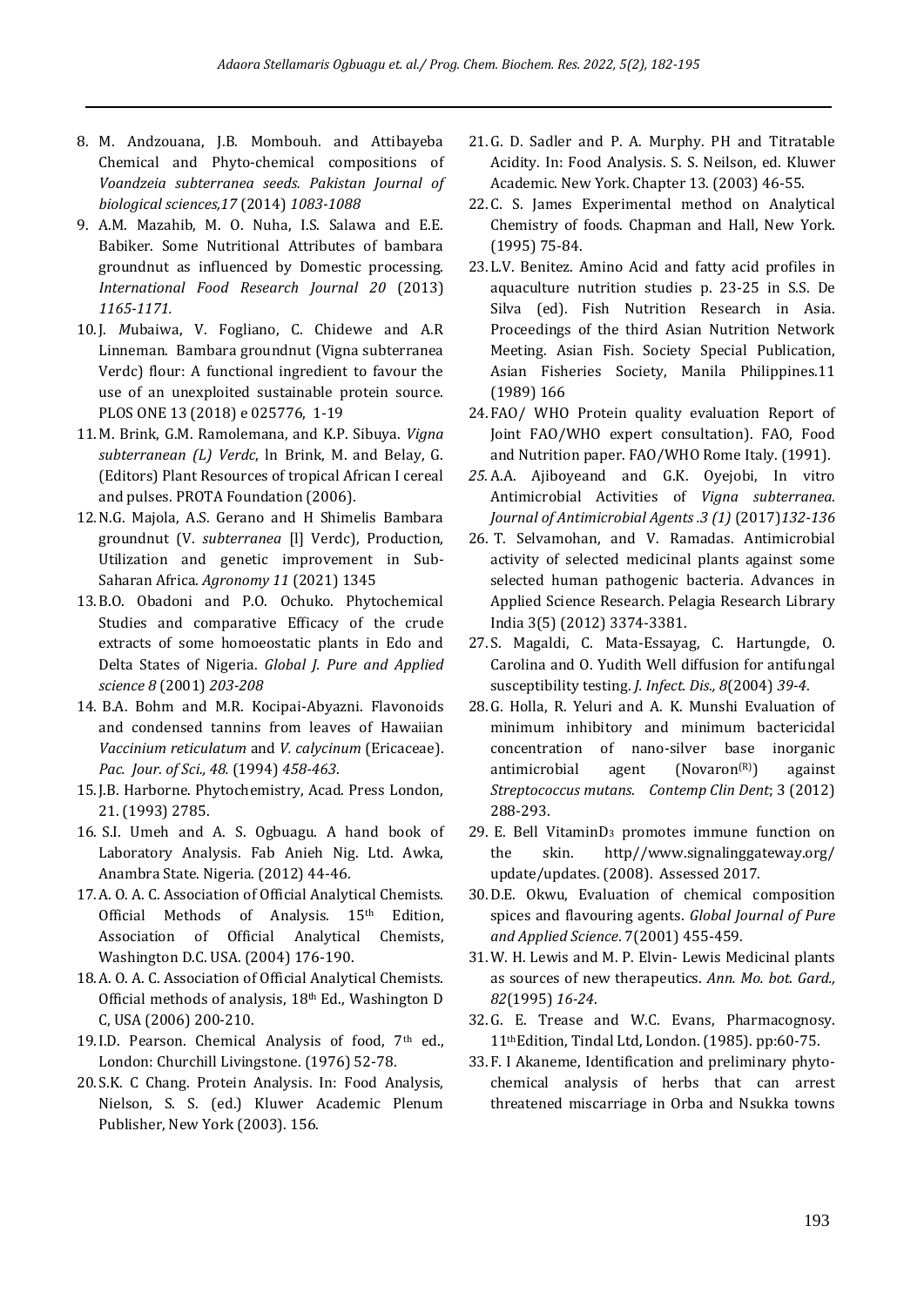8. M. Andzouana, J.B. Mombouh. and Attibayeba Chemical and Phyto-chemical compositions of *Voandzeia subterranea seeds. Pakistan Journal of biological sciences,17* (2014) *1083-1088*
9. A.M. Mazahib, M. O. Nuha, I.S. Salawa and E.E. Babiker. Some Nutritional Attributes of bambara groundnut as influenced by Domestic processing. *International Food Research Journal 20* (2013) *1165-1171.*
10. J. *M*ubaiwa, V. Fogliano, C. Chidewe and A.R Linneman. Bambara groundnut (Vigna subterranea Verdc) flour: A functional ingredient to favour the use of an unexploited sustainable protein source. PLOS ONE 13 (2018) e 025776, 1-19
11. M. Brink, G.M. Ramolemana, and K.P. Sibuya. *Vigna subterranean (L) Verdc*, ln Brink, M. and Belay, G. (Editors) Plant Resources of tropical African I cereal and pulses. PROTA Foundation (2006).
12. N.G. Majola, A.S. Gerano and H Shimelis Bambara groundnut (V. *subterranea* [l] Verdc), Production, Utilization and genetic improvement in Sub-Saharan Africa. *Agronomy 11* (2021) 1345
13. B.O. Obadoni and P.O. Ochuko. Phytochemical Studies and comparative Efficacy of the crude extracts of some homoeostatic plants in Edo and Delta States of Nigeria. *Global J. Pure and Applied science 8* (2001) *203-208*
14. B.A. Bohm and M.R. Kocipai-Abyazni. Flavonoids and condensed tannins from leaves of Hawaiian *Vaccinium reticulatum* and *V. calycinum* (Ericaceae). *Pac. Jour. of Sci., 48.* (1994) *458-463*.
15. J.B. Harborne. Phytochemistry, Acad. Press London, 21. (1993) 2785.
16. S.I. Umeh and A. S. Ogbuagu. A hand book of Laboratory Analysis. Fab Anieh Nig. Ltd. Awka, Anambra State. Nigeria. (2012) 44-46.
17. A. O. A. C. Association of Official Analytical Chemists. Official Methods of Analysis. 15th Edition, Association of Official Analytical Chemists, Washington D.C. USA. (2004) 176-190.
18. A. O. A. C. Association of Official Analytical Chemists. Official methods of analysis, 18th Ed., Washington D C, USA (2006) 200-210.
19. I.D. Pearson. Chemical Analysis of food, 7th ed., London: Churchill Livingstone. (1976) 52-78.
20. S.K. C Chang. Protein Analysis. In: Food Analysis, Nielson, S. S. (ed.) Kluwer Academic Plenum Publisher, New York (2003). 156.
21. G. D. Sadler and P. A. Murphy. PH and Titratable Acidity. In: Food Analysis. S. S. Neilson, ed. Kluwer Academic. New York. Chapter 13. (2003) 46-55.
22. C. S. James Experimental method on Analytical Chemistry of foods. Chapman and Hall, New York. (1995) 75-84.
23. L.V. Benitez. Amino Acid and fatty acid profiles in aquaculture nutrition studies p. 23-25 in S.S. De Silva (ed). Fish Nutrition Research in Asia. Proceedings of the third Asian Nutrition Network Meeting. Asian Fish. Society Special Publication, Asian Fisheries Society, Manila Philippines.11 (1989) 166
24. FAO/ WHO Protein quality evaluation Report of Joint FAO/WHO expert consultation). FAO, Food and Nutrition paper. FAO/WHO Rome Italy. (1991).
25. A.A. Ajiboyeand and G.K. Oyejobi, In vitro Antimicrobial Activities of *Vigna subterranea. Journal of Antimicrobial Agents .3 (1)* (2017)*132-136*
26. T. Selvamohan, and V. Ramadas. Antimicrobial activity of selected medicinal plants against some selected human pathogenic bacteria. Advances in Applied Science Research. Pelagia Research Library India 3(5) (2012) 3374-3381.
27. S. Magaldi, C. Mata-Essayag, C. Hartungde, O. Carolina and O. Yudith Well diffusion for antifungal susceptibility testing. *J. Infect. Dis., 8*(2004) *39-4*.
28. G. Holla, R. Yeluri and A. K. Munshi Evaluation of minimum inhibitory and minimum bactericidal concentration of nano-silver base inorganic antimicrobial agent (Novaron(R)) against *Streptococcus mutans. Contemp Clin Dent*; 3 (2012) 288-293.
29. E. Bell Vitamin$D_3$ promotes immune function on the skin. http//www.signalinggateway.org/ update/updates. (2008). Assessed 2017.
30. D.E. Okwu, Evaluation of chemical composition spices and flavouring agents. *Global Journal of Pure and Applied Science*. 7(2001) 455-459.
31. W. H. Lewis and M. P. Elvin- Lewis Medicinal plants as sources of new therapeutics. *Ann. Mo. bot. Gard., 82*(1995) *16-24*.
32. G. E. Trease and W.C. Evans, Pharmacognosy. 11thEdition, Tindal Ltd, London. (1985). pp:60-75.
33. F. I Akaneme, Identification and preliminary phyto-chemical analysis of herbs that can arrest threatened miscarriage in Orba and Nsukka towns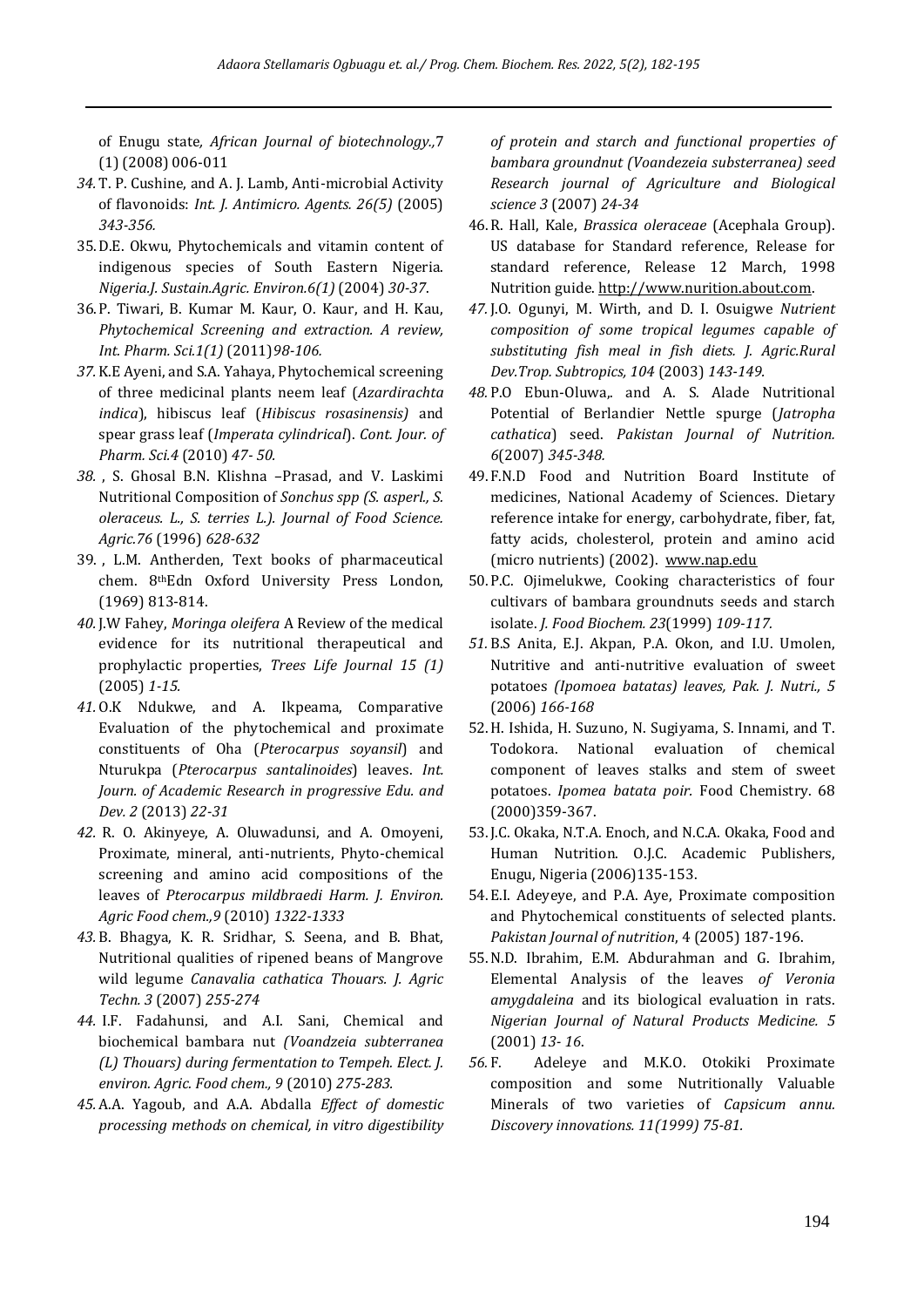of Enugu state*, African Journal of biotechnology.,*7 (1) (2008) 006-011

34. T. P. Cushine, and A. J. Lamb, Anti-microbial Activity of flavonoids: *Int. J. Antimicro. Agents. 26(5)* (2005) *343-356.*
35. D.E. Okwu, Phytochemicals and vitamin content of indigenous species of South Eastern Nigeria. *Nigeria.J. Sustain.Agric. Environ.6(1)* (2004) *30-37*.
36. P. Tiwari, B. Kumar M. Kaur, O. Kaur, and H. Kau, *Phytochemical Screening and extraction. A review, Int. Pharm. Sci.1(1)* (2011)*98-106.*
37. K.E Ayeni, and S.A. Yahaya, Phytochemical screening of three medicinal plants neem leaf (*Azardirachta indica*), hibiscus leaf (*Hibiscus rosasinensis)* and spear grass leaf (*Imperata cylindrical*). *Cont. Jour. of Pharm. Sci.4* (2010) *47- 50.*
38. , S. Ghosal B.N. Klishna –Prasad, and V. Laskimi Nutritional Composition of *Sonchus spp (S. asperl., S. oleraceus. L., S. terries L.). Journal of Food Science. Agric.76* (1996) *628-632*
39. , L.M. Antherden, Text books of pharmaceutical chem. 8thEdn Oxford University Press London, (1969) 813-814.
40. J.W Fahey, *Moringa oleifera* A Review of the medical evidence for its nutritional therapeutical and prophylactic properties, *Trees Life Journal 15 (1)* (2005) *1-15.*
41. O.K Ndukwe, and A. Ikpeama, Comparative Evaluation of the phytochemical and proximate constituents of Oha (*Pterocarpus soyansil*) and Nturukpa (*Pterocarpus santalinoides*) leaves. *Int. Journ. of Academic Research in progressive Edu. and Dev. 2* (2013) *22-31*
42. R. O. Akinyeye, A. Oluwadunsi, and A. Omoyeni, Proximate, mineral, anti-nutrients, Phyto-chemical screening and amino acid compositions of the leaves of *Pterocarpus mildbraedi Harm. J. Environ. Agric Food chem.,9* (2010) *1322-1333*
43. B. Bhagya, K. R. Sridhar, S. Seena, and B. Bhat, Nutritional qualities of ripened beans of Mangrove wild legume *Canavalia cathatica Thouars. J. Agric Techn. 3* (2007) *255-274*
44. I.F. Fadahunsi, and A.I. Sani, Chemical and biochemical bambara nut *(Voandzeia subterranea (L) Thouars) during fermentation to Tempeh. Elect. J. environ. Agric. Food chem., 9* (2010) *275-283.*
45. A.A. Yagoub, and A.A. Abdalla *Effect of domestic processing methods on chemical, in vitro digestibility of protein and starch and functional properties of bambara groundnut (Voandezeia substerranea) seed Research journal of Agriculture and Biological science 3* (2007) *24-34*
46. R. Hall, Kale, *Brassica oleraceae* (Acephala Group). US database for Standard reference, Release for standard reference, Release 12 March, 1998 Nutrition guide. http://www.nurition.about.com.
47. J.O. Ogunyi, M. Wirth, and D. I. Osuigwe *Nutrient composition of some tropical legumes capable of substituting fish meal in fish diets. J. Agric.Rural Dev.Trop. Subtropics, 104* (2003) *143-149.*
48. P.O Ebun-Oluwa,. and A. S. Alade Nutritional Potential of Berlandier Nettle spurge (*Jatropha cathatica*) seed. *Pakistan Journal of Nutrition. 6*(2007) *345-348.*
49. F.N.D Food and Nutrition Board Institute of medicines, National Academy of Sciences. Dietary reference intake for energy, carbohydrate, fiber, fat, fatty acids, cholesterol, protein and amino acid (micro nutrients) (2002). www.nap.edu
50. P.C. Ojimelukwe, Cooking characteristics of four cultivars of bambara groundnuts seeds and starch isolate. *J. Food Biochem. 23*(1999) *109-117.*
51. B.S Anita, E.J. Akpan, P.A. Okon, and I.U. Umolen, Nutritive and anti-nutritive evaluation of sweet potatoes *(Ipomoea batatas) leaves, Pak. J. Nutri., 5* (2006) *166-168*
52. H. Ishida, H. Suzuno, N. Sugiyama, S. Innami, and T. Todokora. National evaluation of chemical component of leaves stalks and stem of sweet potatoes. *Ipomea batata poir.* Food Chemistry. 68 (2000)359-367.
53. J.C. Okaka, N.T.A. Enoch, and N.C.A. Okaka, Food and Human Nutrition. O.J.C. Academic Publishers, Enugu, Nigeria (2006)135-153.
54. E.I. Adeyeye, and P.A. Aye, Proximate composition and Phytochemical constituents of selected plants. *Pakistan Journal of nutrition*, 4 (2005) 187-196.
55. N.D. Ibrahim, E.M. Abdurahman and G. Ibrahim, Elemental Analysis of the leaves *of Veronia amygdaleina* and its biological evaluation in rats. *Nigerian Journal of Natural Products Medicine. 5* (2001) *13- 16*.
56. F. Adeleye and M.K.O. Otokiki Proximate composition and some Nutritionally Valuable Minerals of two varieties of *Capsicum annu. Discovery innovations. 11(1999) 75-81.*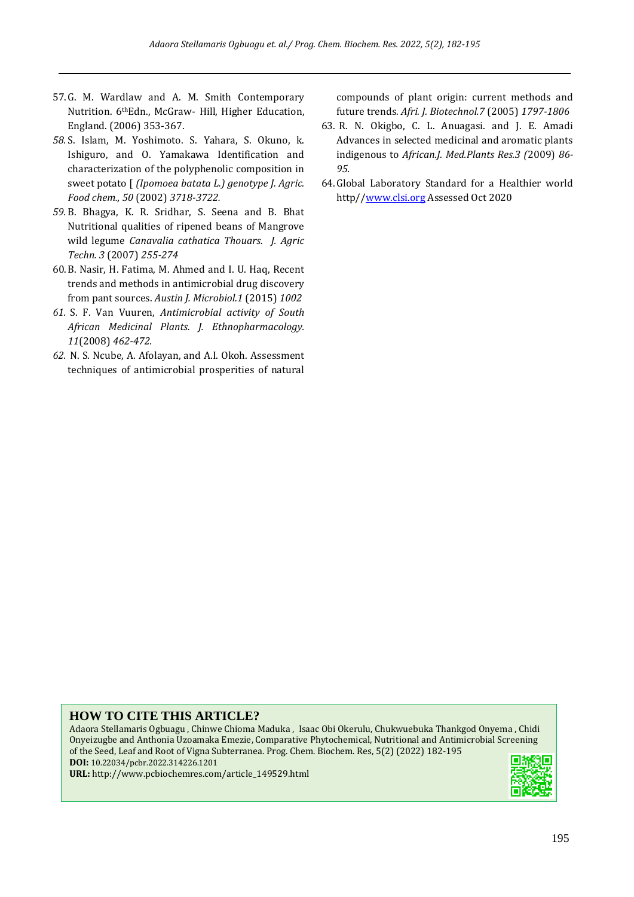57. G. M. Wardlaw and A. M. Smith Contemporary Nutrition. 6thEdn., McGraw- Hill, Higher Education, England. (2006) 353-367.
58. S. Islam, M. Yoshimoto. S. Yahara, S. Okuno, k. Ishiguro, and O. Yamakawa Identification and characterization of the polyphenolic composition in sweet potato [ *(Ipomoea batata L.) genotype J. Agric. Food chem., 50* (2002) *3718-3722.*
59. B. Bhagya, K. R. Sridhar, S. Seena and B. Bhat Nutritional qualities of ripened beans of Mangrove wild legume *Canavalia cathatica Thouars. J. Agric Techn. 3* (2007) *255-274*
60. B. Nasir, H. Fatima, M. Ahmed and I. U. Haq, Recent trends and methods in antimicrobial drug discovery from pant sources. *Austin J. Microbiol.1* (2015) *1002*
61. S. F. Van Vuuren, *Antimicrobial activity of South African Medicinal Plants. J. Ethnopharmacology. 11*(2008) *462-472.*
62. N. S. Ncube, A. Afolayan, and A.I. Okoh. Assessment techniques of antimicrobial prosperities of natural compounds of plant origin: current methods and future trends. *Afri. J. Biotechnol.7* (2005) *1797-1806*
63. R. N. Okigbo, C. L. Anuagasi. and J. E. Amadi Advances in selected medicinal and aromatic plants indigenous to *African.J. Med.Plants Res.3 (*2009) *86-95.*
64. Global Laboratory Standard for a Healthier world http//www.clsi.org Assessed Oct 2020

**HOW TO CITE THIS ARTICLE?**

Adaora Stellamaris Ogbuagu , Chinwe Chioma Maduka , Isaac Obi Okerulu, Chukwuebuka Thankgod Onyema , Chidi Onyeizugbe and Anthonia Uzoamaka Emezie, Comparative Phytochemical, Nutritional and Antimicrobial Screening of the Seed, Leaf and Root of Vigna Subterranea. Prog. Chem. Biochem. Res, 5(2) (2022) 182-195

**DOI:** 10.22034/pcbr.2022.314226.1201

**URL:** http://www.pcbiochemres.com/article_149529.html